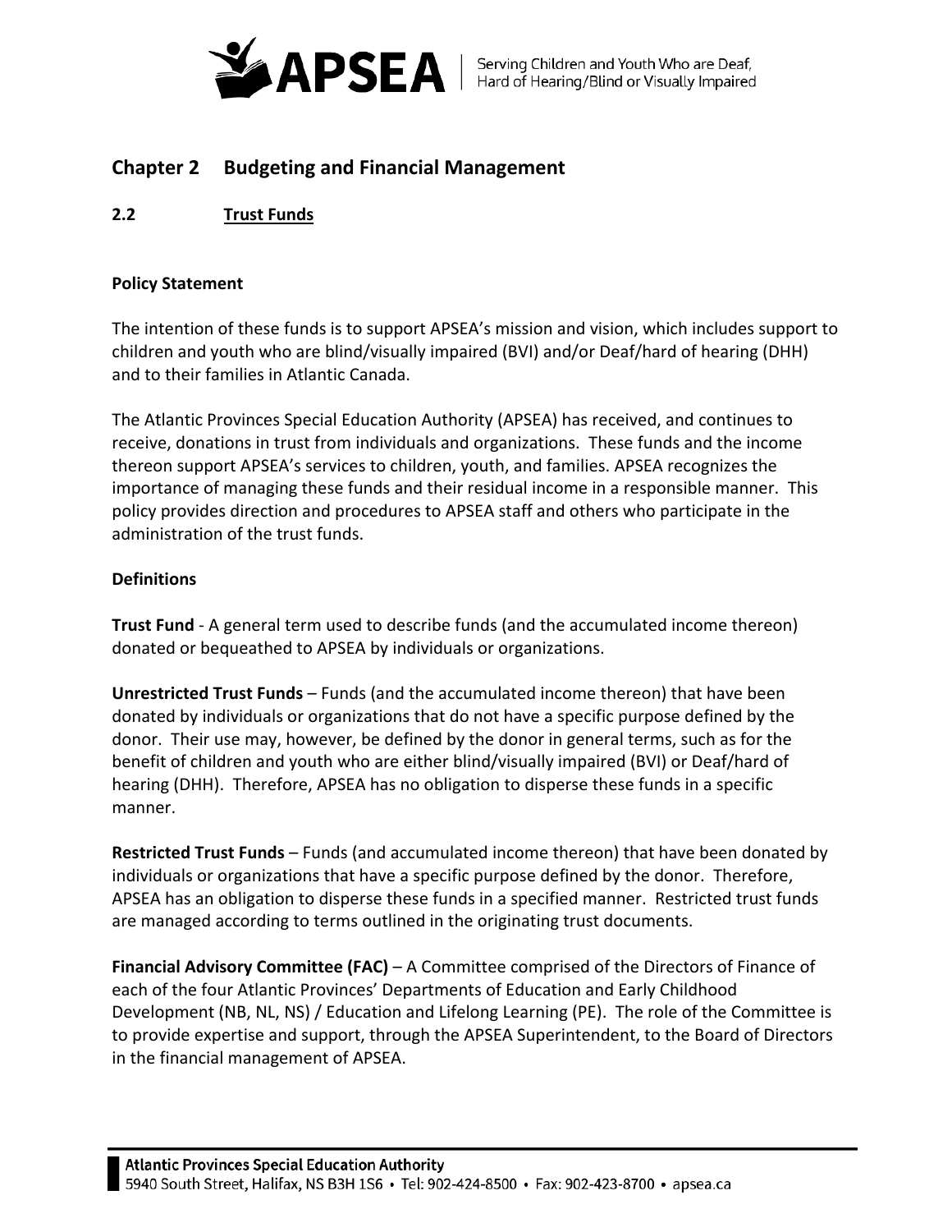## Chapter 2 Budgeting and Financial Management

### 2.2 Trust Funds

**Policy Statement**

The intention of these funds is to support APSEA's mission and vision, which includes support to children and youth who are blind/visually impaired (BVI) and/or Deaf/hard of hearing (DHH) and to their families in Atlantic Canada.

The Atlantic Provinces Special Education Authority (APSEA) has received, and continues to receive, donations in trust from individuals and organizations. These funds and the income thereon support APSEA's services to children, youth, and families. APSEA recognizes the importance of managing these funds and their residual income in a responsible manner. This policy provides direction and procedures to APSEA staff and others who participate in the administration of the trust funds.

**Definitions**

**Trust Fund** - A general term used to describe funds (and the accumulated income thereon) donated or bequeathed to APSEA by individuals or organizations.

**Unrestricted Trust Funds** – Funds (and the accumulated income thereon) that have been donated by individuals or organizations that do not have a specific purpose defined by the donor. Their use may, however, be defined by the donor in general terms, such as for the benefit of children and youth who are either blind/visually impaired (BVI) or Deaf/hard of hearing (DHH). Therefore, APSEA has no obligation to disperse these funds in a specific manner.

**Restricted Trust Funds** – Funds (and accumulated income thereon) that have been donated by individuals or organizations that have a specific purpose defined by the donor. Therefore, APSEA has an obligation to disperse these funds in a specified manner. Restricted trust funds are managed according to terms outlined in the originating trust documents.

**Financial Advisory Committee (FAC)** – A Committee comprised of the Directors of Finance of each of the four Atlantic Provinces' Departments of Education and Early Childhood Development (NB, NL, NS) / Education and Lifelong Learning (PE). The role of the Committee is to provide expertise and support, through the APSEA Superintendent, to the Board of Directors in the financial management of APSEA.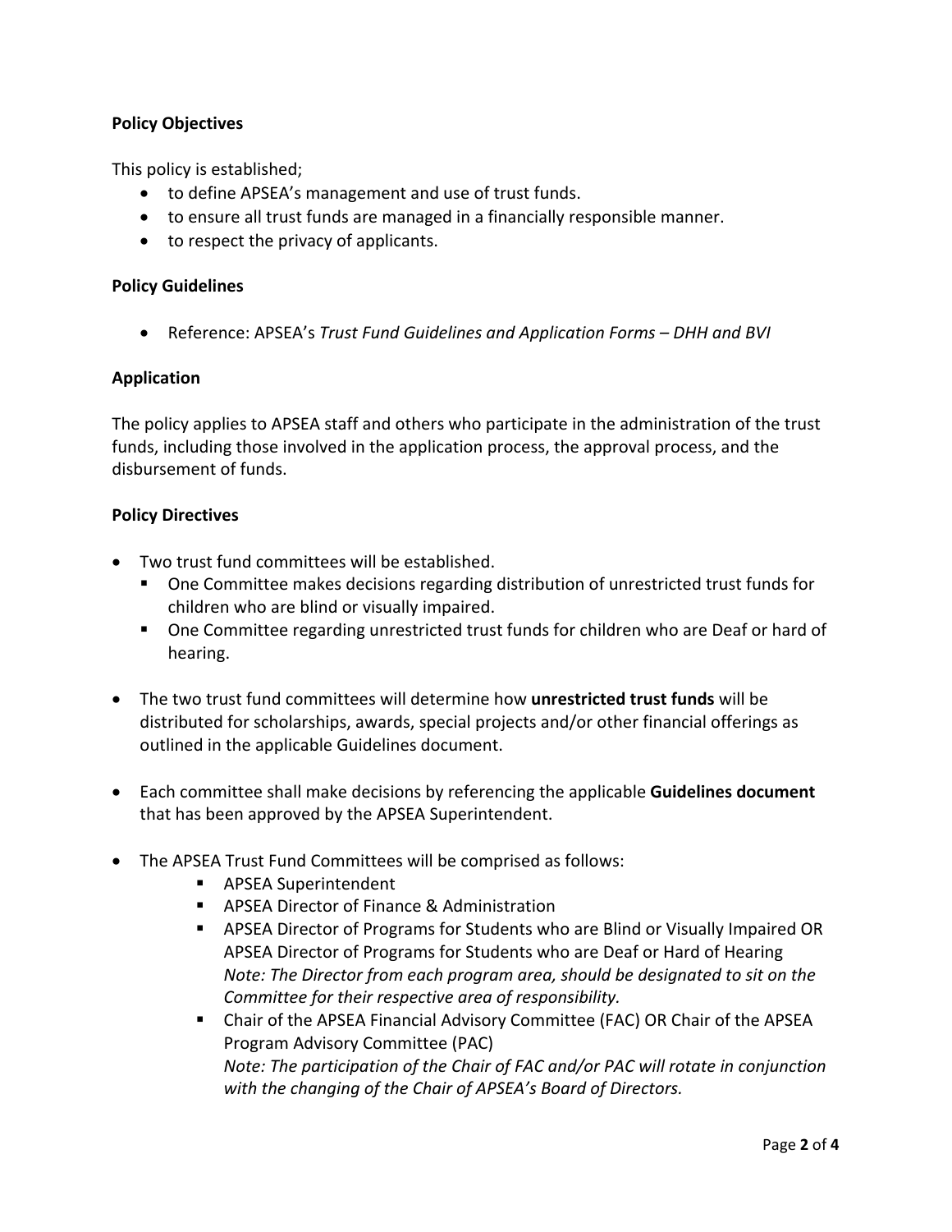**Policy Objectives**

This policy is established;

- to define APSEA's management and use of trust funds.
- to ensure all trust funds are managed in a financially responsible manner.
- to respect the privacy of applicants.

**Policy Guidelines**

- Reference: APSEA's *Trust Fund Guidelines and Application Forms – DHH and BVI*

**Application**

The policy applies to APSEA staff and others who participate in the administration of the trust funds, including those involved in the application process, the approval process, and the disbursement of funds.

**Policy Directives**

- Two trust fund committees will be established.
  - One Committee makes decisions regarding distribution of unrestricted trust funds for children who are blind or visually impaired.
  - One Committee regarding unrestricted trust funds for children who are Deaf or hard of hearing.

- The two trust fund committees will determine how **unrestricted trust funds** will be distributed for scholarships, awards, special projects and/or other financial offerings as outlined in the applicable Guidelines document.

- Each committee shall make decisions by referencing the applicable **Guidelines document** that has been approved by the APSEA Superintendent.

- The APSEA Trust Fund Committees will be comprised as follows:
  - APSEA Superintendent
  - APSEA Director of Finance & Administration
  - APSEA Director of Programs for Students who are Blind or Visually Impaired OR APSEA Director of Programs for Students who are Deaf or Hard of Hearing
    *Note: The Director from each program area, should be designated to sit on the Committee for their respective area of responsibility.*
  - Chair of the APSEA Financial Advisory Committee (FAC) OR Chair of the APSEA Program Advisory Committee (PAC)
    *Note: The participation of the Chair of FAC and/or PAC will rotate in conjunction with the changing of the Chair of APSEA's Board of Directors.*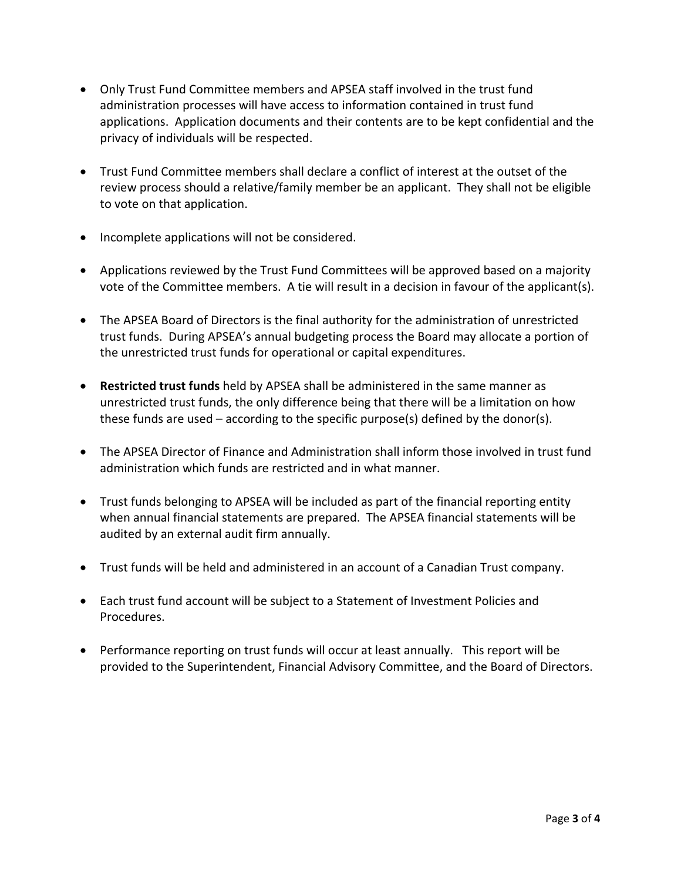- Only Trust Fund Committee members and APSEA staff involved in the trust fund administration processes will have access to information contained in trust fund applications. Application documents and their contents are to be kept confidential and the privacy of individuals will be respected.

- Trust Fund Committee members shall declare a conflict of interest at the outset of the review process should a relative/family member be an applicant. They shall not be eligible to vote on that application.

- Incomplete applications will not be considered.

- Applications reviewed by the Trust Fund Committees will be approved based on a majority vote of the Committee members. A tie will result in a decision in favour of the applicant(s).

- The APSEA Board of Directors is the final authority for the administration of unrestricted trust funds. During APSEA's annual budgeting process the Board may allocate a portion of the unrestricted trust funds for operational or capital expenditures.

- **Restricted trust funds** held by APSEA shall be administered in the same manner as unrestricted trust funds, the only difference being that there will be a limitation on how these funds are used – according to the specific purpose(s) defined by the donor(s).

- The APSEA Director of Finance and Administration shall inform those involved in trust fund administration which funds are restricted and in what manner.

- Trust funds belonging to APSEA will be included as part of the financial reporting entity when annual financial statements are prepared. The APSEA financial statements will be audited by an external audit firm annually.

- Trust funds will be held and administered in an account of a Canadian Trust company.

- Each trust fund account will be subject to a Statement of Investment Policies and Procedures.

- Performance reporting on trust funds will occur at least annually. This report will be provided to the Superintendent, Financial Advisory Committee, and the Board of Directors.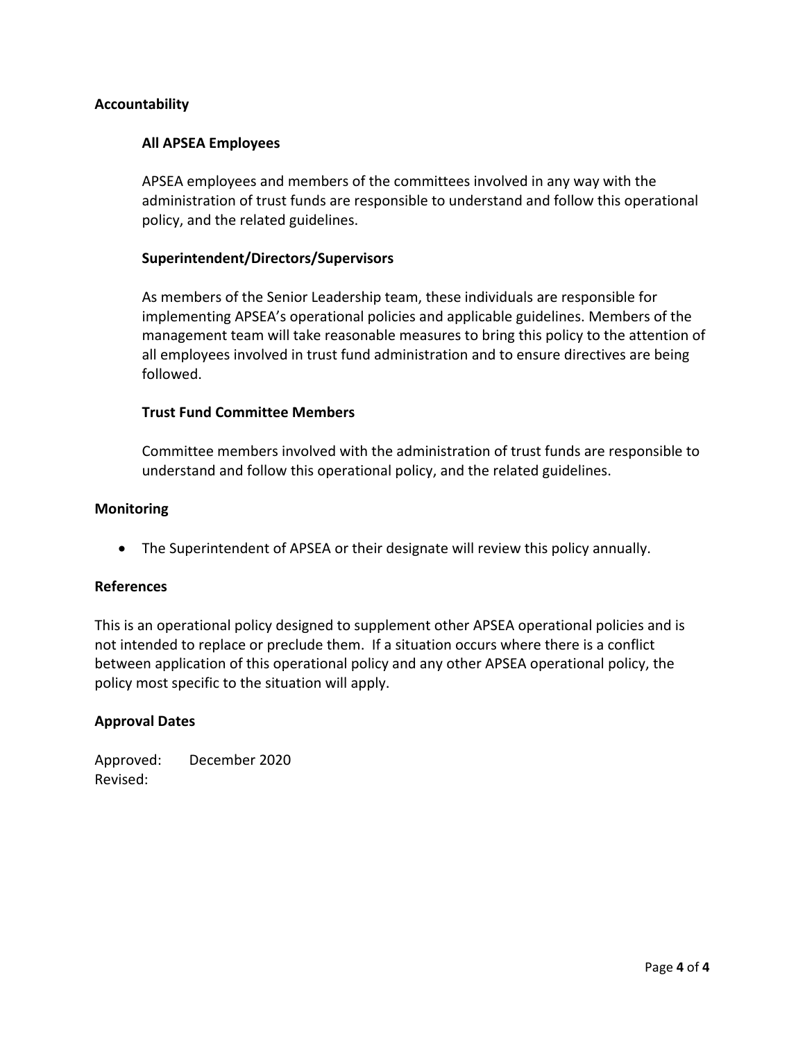**Accountability**

**All APSEA Employees**

APSEA employees and members of the committees involved in any way with the administration of trust funds are responsible to understand and follow this operational policy, and the related guidelines.

**Superintendent/Directors/Supervisors**

As members of the Senior Leadership team, these individuals are responsible for implementing APSEA's operational policies and applicable guidelines. Members of the management team will take reasonable measures to bring this policy to the attention of all employees involved in trust fund administration and to ensure directives are being followed.

**Trust Fund Committee Members**

Committee members involved with the administration of trust funds are responsible to understand and follow this operational policy, and the related guidelines.

**Monitoring**

- The Superintendent of APSEA or their designate will review this policy annually.

**References**

This is an operational policy designed to supplement other APSEA operational policies and is not intended to replace or preclude them. If a situation occurs where there is a conflict between application of this operational policy and any other APSEA operational policy, the policy most specific to the situation will apply.

**Approval Dates**

Approved: December 2020
Revised: